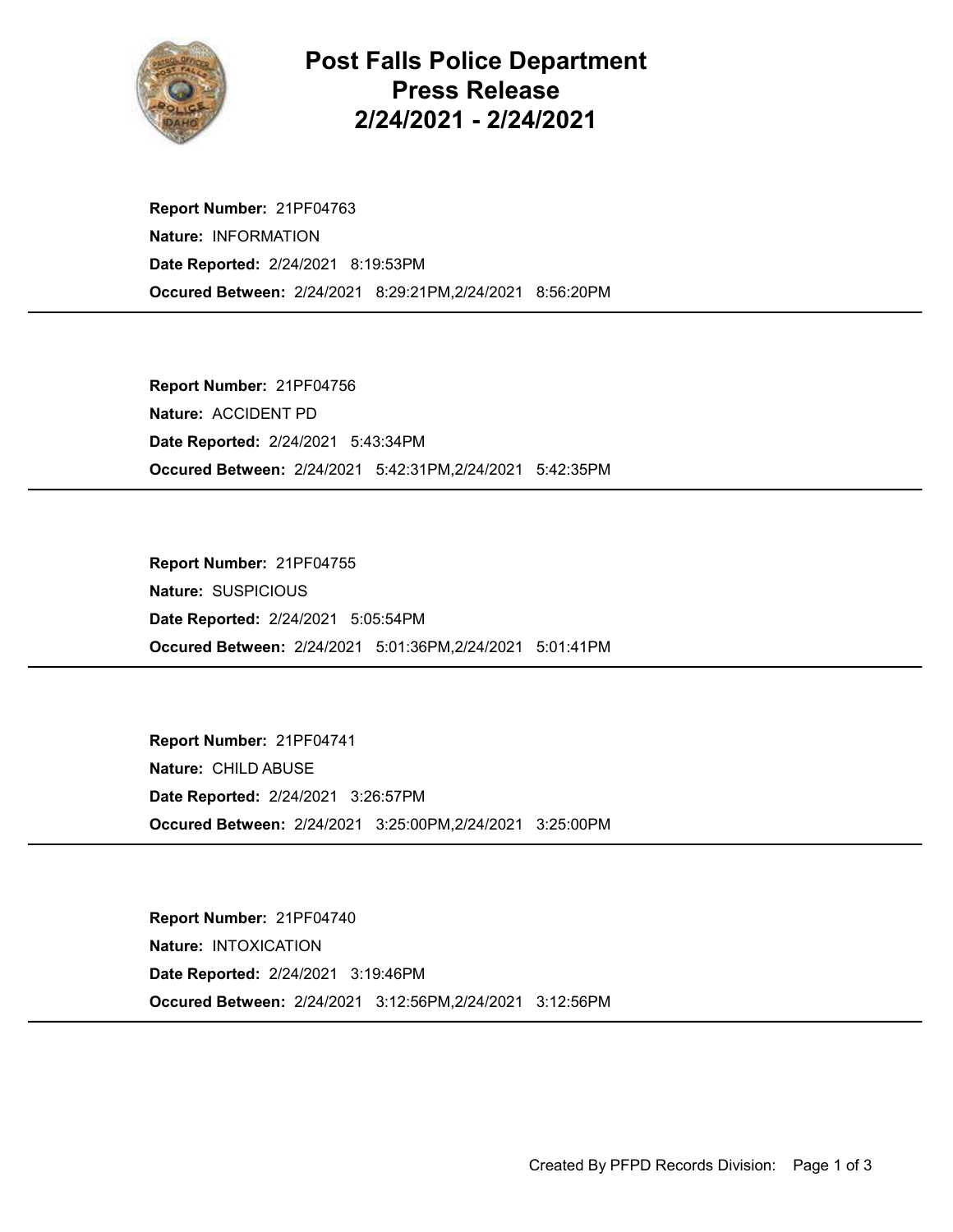# Post Falls Police Department
# Press Release
# 2/24/2021 - 2/24/2021

**Report Number:** 21PF04763
**Nature:** INFORMATION
**Date Reported:** 2/24/2021 8:19:53PM
**Occured Between:** 2/24/2021 8:29:21PM,2/24/2021 8:56:20PM

---

**Report Number:** 21PF04756
**Nature:** ACCIDENT PD
**Date Reported:** 2/24/2021 5:43:34PM
**Occured Between:** 2/24/2021 5:42:31PM,2/24/2021 5:42:35PM

---

**Report Number:** 21PF04755
**Nature:** SUSPICIOUS
**Date Reported:** 2/24/2021 5:05:54PM
**Occured Between:** 2/24/2021 5:01:36PM,2/24/2021 5:01:41PM

---

**Report Number:** 21PF04741
**Nature:** CHILD ABUSE
**Date Reported:** 2/24/2021 3:26:57PM
**Occured Between:** 2/24/2021 3:25:00PM,2/24/2021 3:25:00PM

---

**Report Number:** 21PF04740
**Nature:** INTOXICATION
**Date Reported:** 2/24/2021 3:19:46PM
**Occured Between:** 2/24/2021 3:12:56PM,2/24/2021 3:12:56PM

---

Created By PFPD Records Division: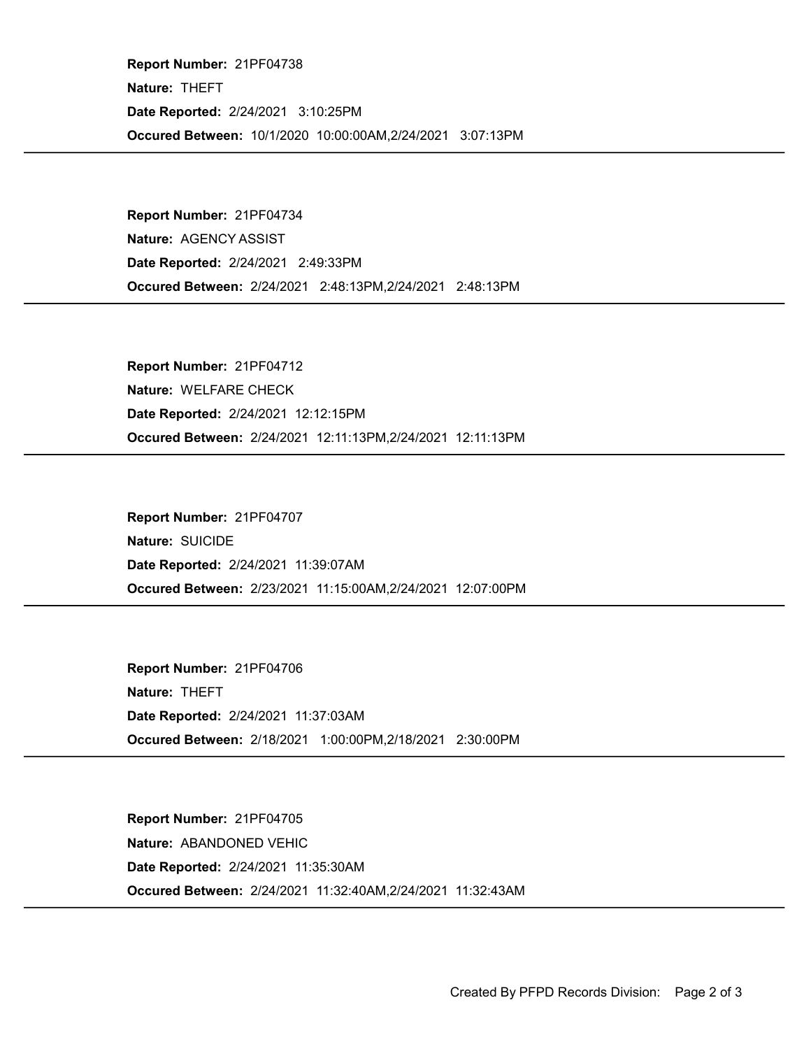**Report Number:** 21PF04738

**Nature:** THEFT

**Date Reported:** 2/24/2021 3:10:25PM

**Occured Between:** 10/1/2020 10:00:00AM,2/24/2021 3:07:13PM

---

**Report Number:** 21PF04734

**Nature:** AGENCY ASSIST

**Date Reported:** 2/24/2021 2:49:33PM

**Occured Between:** 2/24/2021 2:48:13PM,2/24/2021 2:48:13PM

---

**Report Number:** 21PF04712

**Nature:** WELFARE CHECK

**Date Reported:** 2/24/2021 12:12:15PM

**Occured Between:** 2/24/2021 12:11:13PM,2/24/2021 12:11:13PM

---

**Report Number:** 21PF04707

**Nature:** SUICIDE

**Date Reported:** 2/24/2021 11:39:07AM

**Occured Between:** 2/23/2021 11:15:00AM,2/24/2021 12:07:00PM

---

**Report Number:** 21PF04706

**Nature:** THEFT

**Date Reported:** 2/24/2021 11:37:03AM

**Occured Between:** 2/18/2021 1:00:00PM,2/18/2021 2:30:00PM

---

**Report Number:** 21PF04705

**Nature:** ABANDONED VEHIC

**Date Reported:** 2/24/2021 11:35:30AM

**Occured Between:** 2/24/2021 11:32:40AM,2/24/2021 11:32:43AM

---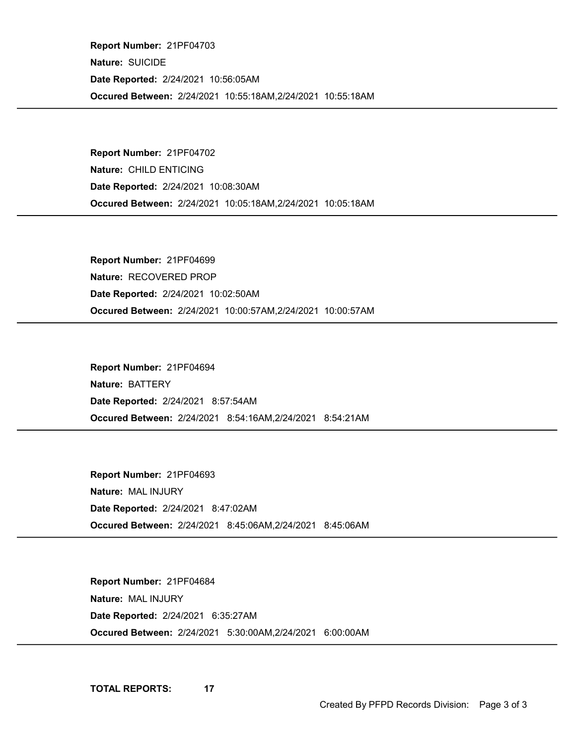**Report Number:** 21PF04703
**Nature:** SUICIDE
**Date Reported:** 2/24/2021 10:56:05AM
**Occured Between:** 2/24/2021 10:55:18AM,2/24/2021 10:55:18AM

---

**Report Number:** 21PF04702
**Nature:** CHILD ENTICING
**Date Reported:** 2/24/2021 10:08:30AM
**Occured Between:** 2/24/2021 10:05:18AM,2/24/2021 10:05:18AM

---

**Report Number:** 21PF04699
**Nature:** RECOVERED PROP
**Date Reported:** 2/24/2021 10:02:50AM
**Occured Between:** 2/24/2021 10:00:57AM,2/24/2021 10:00:57AM

---

**Report Number:** 21PF04694
**Nature:** BATTERY
**Date Reported:** 2/24/2021 8:57:54AM
**Occured Between:** 2/24/2021 8:54:16AM,2/24/2021 8:54:21AM

---

**Report Number:** 21PF04693
**Nature:** MAL INJURY
**Date Reported:** 2/24/2021 8:47:02AM
**Occured Between:** 2/24/2021 8:45:06AM,2/24/2021 8:45:06AM

---

**Report Number:** 21PF04684
**Nature:** MAL INJURY
**Date Reported:** 2/24/2021 6:35:27AM
**Occured Between:** 2/24/2021 5:30:00AM,2/24/2021 6:00:00AM

---

**TOTAL REPORTS:** **17**

Created By PFPD Records Division: